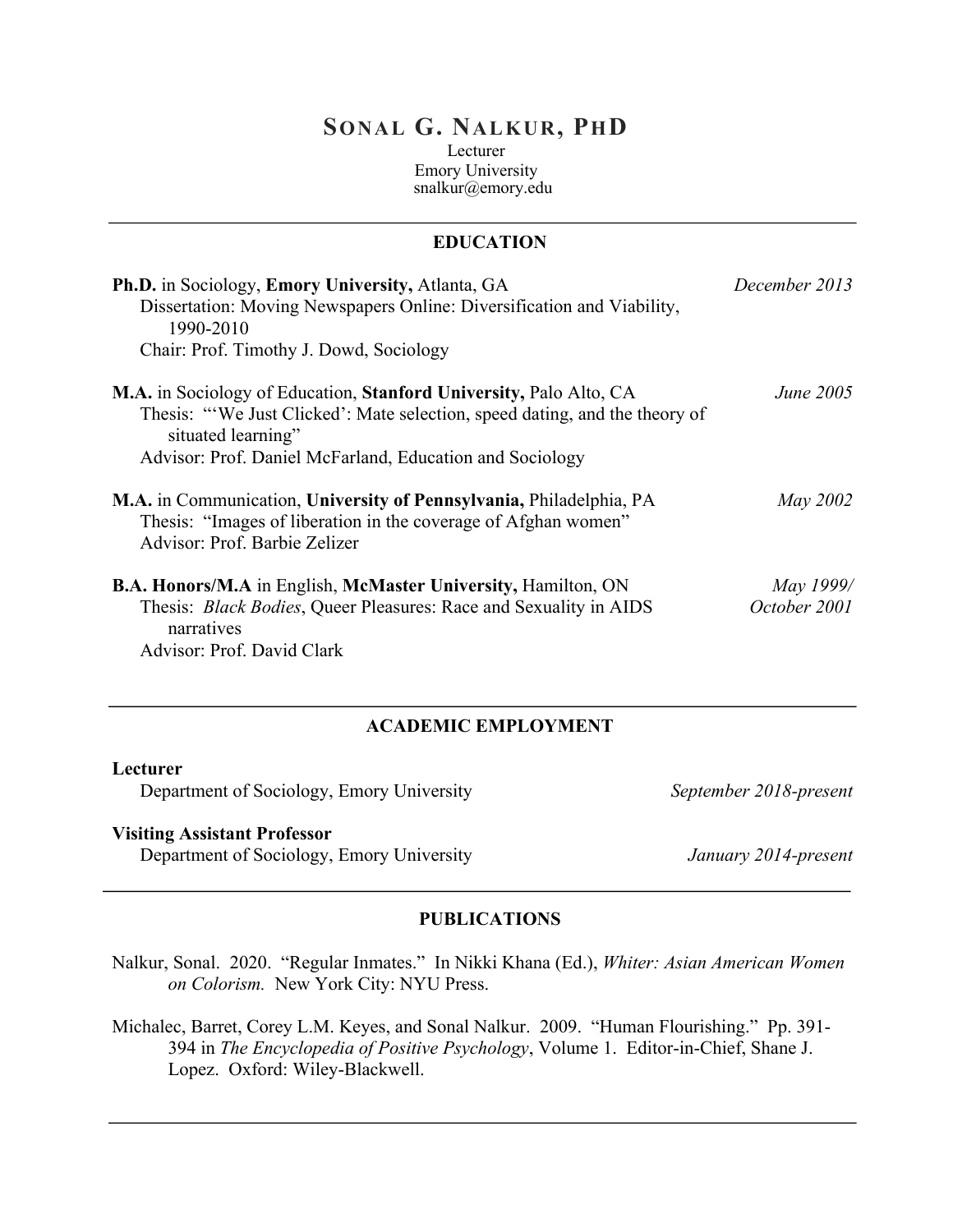# SONAL G. NALKUR, PHD

Lecturer
Emory University
snalkur@emory.edu

## EDUCATION

**Ph.D.** in Sociology, **Emory University,** Atlanta, GA — *December 2013*
Dissertation: Moving Newspapers Online: Diversification and Viability, 1990-2010
Chair: Prof. Timothy J. Dowd, Sociology

**M.A.** in Sociology of Education, **Stanford University,** Palo Alto, CA — *June 2005*
Thesis: "'We Just Clicked': Mate selection, speed dating, and the theory of situated learning"
Advisor: Prof. Daniel McFarland, Education and Sociology

**M.A.** in Communication, **University of Pennsylvania,** Philadelphia, PA — *May 2002*
Thesis: "Images of liberation in the coverage of Afghan women"
Advisor: Prof. Barbie Zelizer

**B.A. Honors/M.A** in English, **McMaster University,** Hamilton, ON — *May 1999/ October 2001*
Thesis: *Black Bodies*, Queer Pleasures: Race and Sexuality in AIDS narratives
Advisor: Prof. David Clark

## ACADEMIC EMPLOYMENT

**Lecturer**
Department of Sociology, Emory University — *September 2018-present*

**Visiting Assistant Professor**
Department of Sociology, Emory University — *January 2014-present*

## PUBLICATIONS

Nalkur, Sonal. 2020. "Regular Inmates." In Nikki Khana (Ed.), *Whiter: Asian American Women on Colorism.* New York City: NYU Press.

Michalec, Barret, Corey L.M. Keyes, and Sonal Nalkur. 2009. "Human Flourishing." Pp. 391-394 in *The Encyclopedia of Positive Psychology*, Volume 1. Editor-in-Chief, Shane J. Lopez. Oxford: Wiley-Blackwell.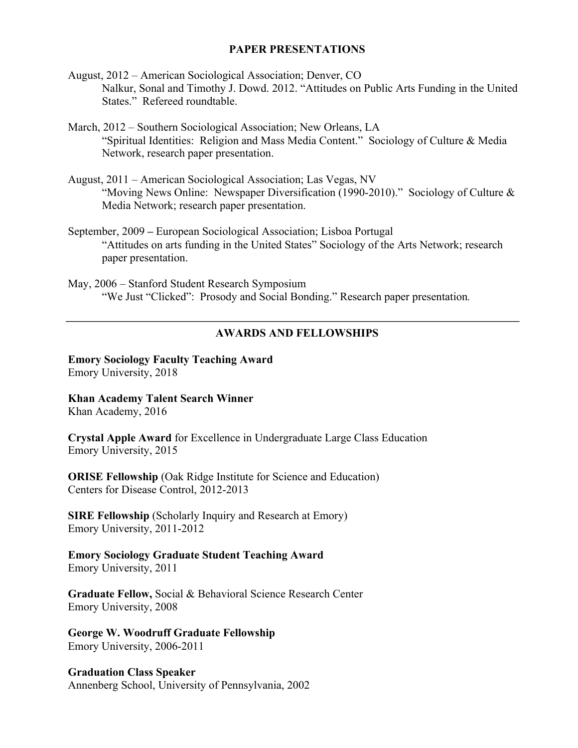## PAPER PRESENTATIONS

August, 2012 – American Sociological Association; Denver, CO
Nalkur, Sonal and Timothy J. Dowd. 2012. "Attitudes on Public Arts Funding in the United States." Refereed roundtable.

March, 2012 – Southern Sociological Association; New Orleans, LA
"Spiritual Identities: Religion and Mass Media Content." Sociology of Culture & Media Network, research paper presentation.

August, 2011 – American Sociological Association; Las Vegas, NV
"Moving News Online: Newspaper Diversification (1990-2010)." Sociology of Culture & Media Network; research paper presentation.

September, 2009 – European Sociological Association; Lisboa Portugal
"Attitudes on arts funding in the United States" Sociology of the Arts Network; research paper presentation.

May, 2006 – Stanford Student Research Symposium
"We Just "Clicked": Prosody and Social Bonding." Research paper presentation.

---

## AWARDS AND FELLOWSHIPS

**Emory Sociology Faculty Teaching Award**
Emory University, 2018

**Khan Academy Talent Search Winner**
Khan Academy, 2016

**Crystal Apple Award** for Excellence in Undergraduate Large Class Education
Emory University, 2015

**ORISE Fellowship** (Oak Ridge Institute for Science and Education)
Centers for Disease Control, 2012-2013

**SIRE Fellowship** (Scholarly Inquiry and Research at Emory)
Emory University, 2011-2012

**Emory Sociology Graduate Student Teaching Award**
Emory University, 2011

**Graduate Fellow,** Social & Behavioral Science Research Center
Emory University, 2008

**George W. Woodruff Graduate Fellowship**
Emory University, 2006-2011

**Graduation Class Speaker**
Annenberg School, University of Pennsylvania, 2002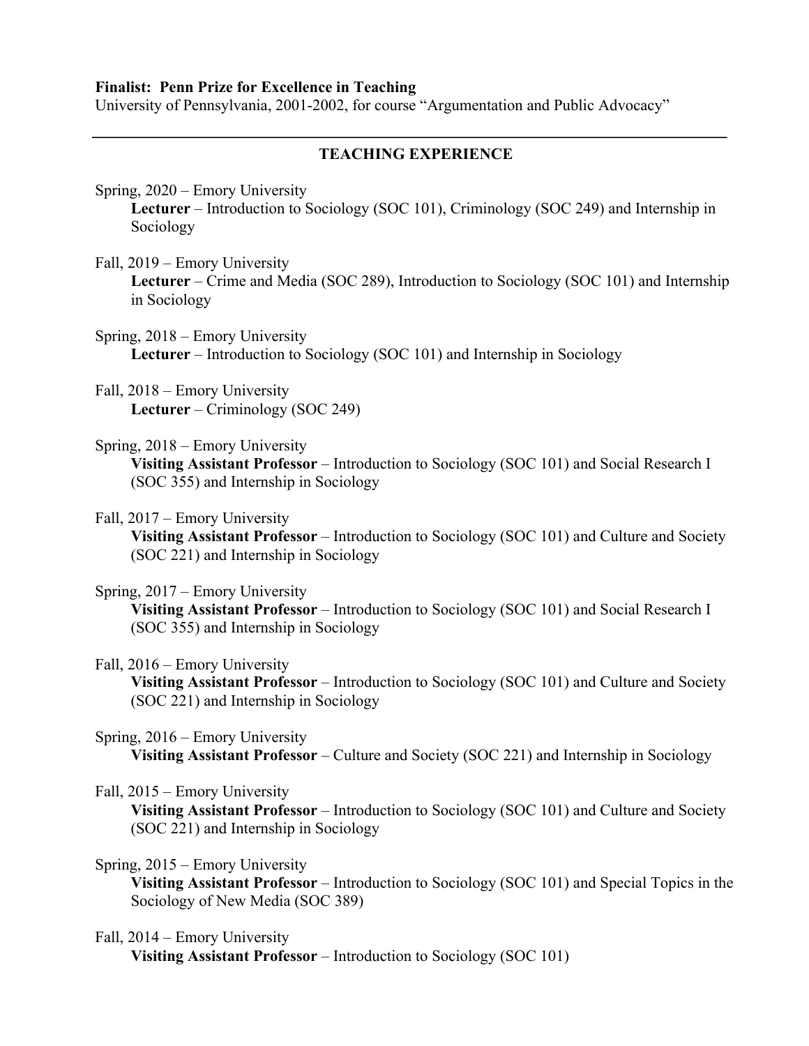**Finalist: Penn Prize for Excellence in Teaching**
University of Pennsylvania, 2001-2002, for course "Argumentation and Public Advocacy"

---

## TEACHING EXPERIENCE

Spring, 2020 – Emory University
**Lecturer** – Introduction to Sociology (SOC 101), Criminology (SOC 249) and Internship in Sociology

Fall, 2019 – Emory University
**Lecturer** – Crime and Media (SOC 289), Introduction to Sociology (SOC 101) and Internship in Sociology

Spring, 2018 – Emory University
**Lecturer** – Introduction to Sociology (SOC 101) and Internship in Sociology

Fall, 2018 – Emory University
**Lecturer** – Criminology (SOC 249)

Spring, 2018 – Emory University
**Visiting Assistant Professor** – Introduction to Sociology (SOC 101) and Social Research I (SOC 355) and Internship in Sociology

Fall, 2017 – Emory University
**Visiting Assistant Professor** – Introduction to Sociology (SOC 101) and Culture and Society (SOC 221) and Internship in Sociology

Spring, 2017 – Emory University
**Visiting Assistant Professor** – Introduction to Sociology (SOC 101) and Social Research I (SOC 355) and Internship in Sociology

Fall, 2016 – Emory University
**Visiting Assistant Professor** – Introduction to Sociology (SOC 101) and Culture and Society (SOC 221) and Internship in Sociology

Spring, 2016 – Emory University
**Visiting Assistant Professor** – Culture and Society (SOC 221) and Internship in Sociology

Fall, 2015 – Emory University
**Visiting Assistant Professor** – Introduction to Sociology (SOC 101) and Culture and Society (SOC 221) and Internship in Sociology

Spring, 2015 – Emory University
**Visiting Assistant Professor** – Introduction to Sociology (SOC 101) and Special Topics in the Sociology of New Media (SOC 389)

Fall, 2014 – Emory University
**Visiting Assistant Professor** – Introduction to Sociology (SOC 101)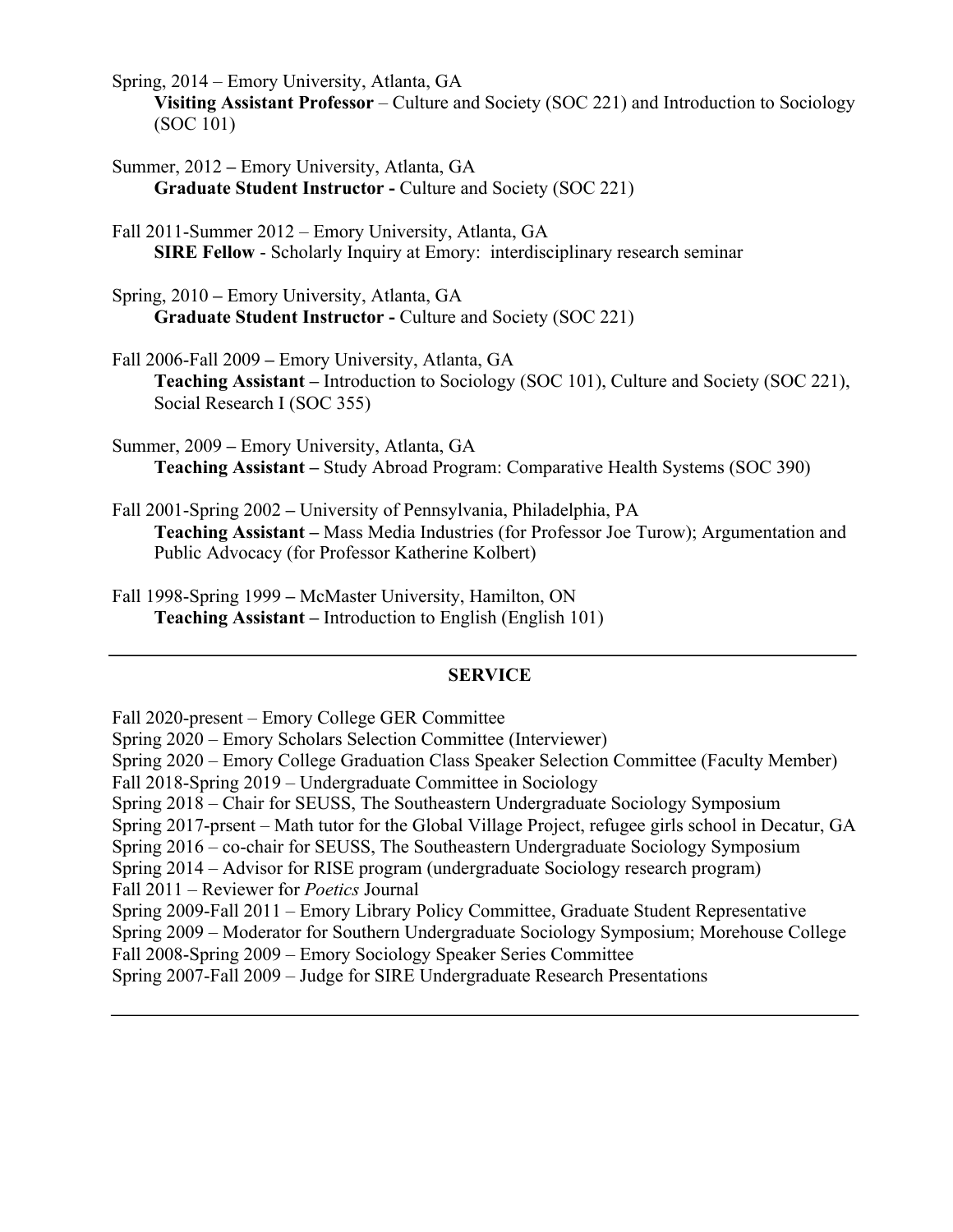Spring, 2014 – Emory University, Atlanta, GA
**Visiting Assistant Professor** – Culture and Society (SOC 221) and Introduction to Sociology (SOC 101)

Summer, 2012 – Emory University, Atlanta, GA
**Graduate Student Instructor -** Culture and Society (SOC 221)

Fall 2011-Summer 2012 – Emory University, Atlanta, GA
**SIRE Fellow** - Scholarly Inquiry at Emory: interdisciplinary research seminar

Spring, 2010 – Emory University, Atlanta, GA
**Graduate Student Instructor -** Culture and Society (SOC 221)

Fall 2006-Fall 2009 – Emory University, Atlanta, GA
**Teaching Assistant –** Introduction to Sociology (SOC 101), Culture and Society (SOC 221), Social Research I (SOC 355)

Summer, 2009 – Emory University, Atlanta, GA
**Teaching Assistant –** Study Abroad Program: Comparative Health Systems (SOC 390)

Fall 2001-Spring 2002 – University of Pennsylvania, Philadelphia, PA
**Teaching Assistant –** Mass Media Industries (for Professor Joe Turow); Argumentation and Public Advocacy (for Professor Katherine Kolbert)

Fall 1998-Spring 1999 – McMaster University, Hamilton, ON
**Teaching Assistant –** Introduction to English (English 101)

---

## SERVICE

Fall 2020-present – Emory College GER Committee
Spring 2020 – Emory Scholars Selection Committee (Interviewer)
Spring 2020 – Emory College Graduation Class Speaker Selection Committee (Faculty Member)
Fall 2018-Spring 2019 – Undergraduate Committee in Sociology
Spring 2018 – Chair for SEUSS, The Southeastern Undergraduate Sociology Symposium
Spring 2017-prsent – Math tutor for the Global Village Project, refugee girls school in Decatur, GA
Spring 2016 – co-chair for SEUSS, The Southeastern Undergraduate Sociology Symposium
Spring 2014 – Advisor for RISE program (undergraduate Sociology research program)
Fall 2011 – Reviewer for *Poetics* Journal
Spring 2009-Fall 2011 – Emory Library Policy Committee, Graduate Student Representative
Spring 2009 – Moderator for Southern Undergraduate Sociology Symposium; Morehouse College
Fall 2008-Spring 2009 – Emory Sociology Speaker Series Committee
Spring 2007-Fall 2009 – Judge for SIRE Undergraduate Research Presentations

---